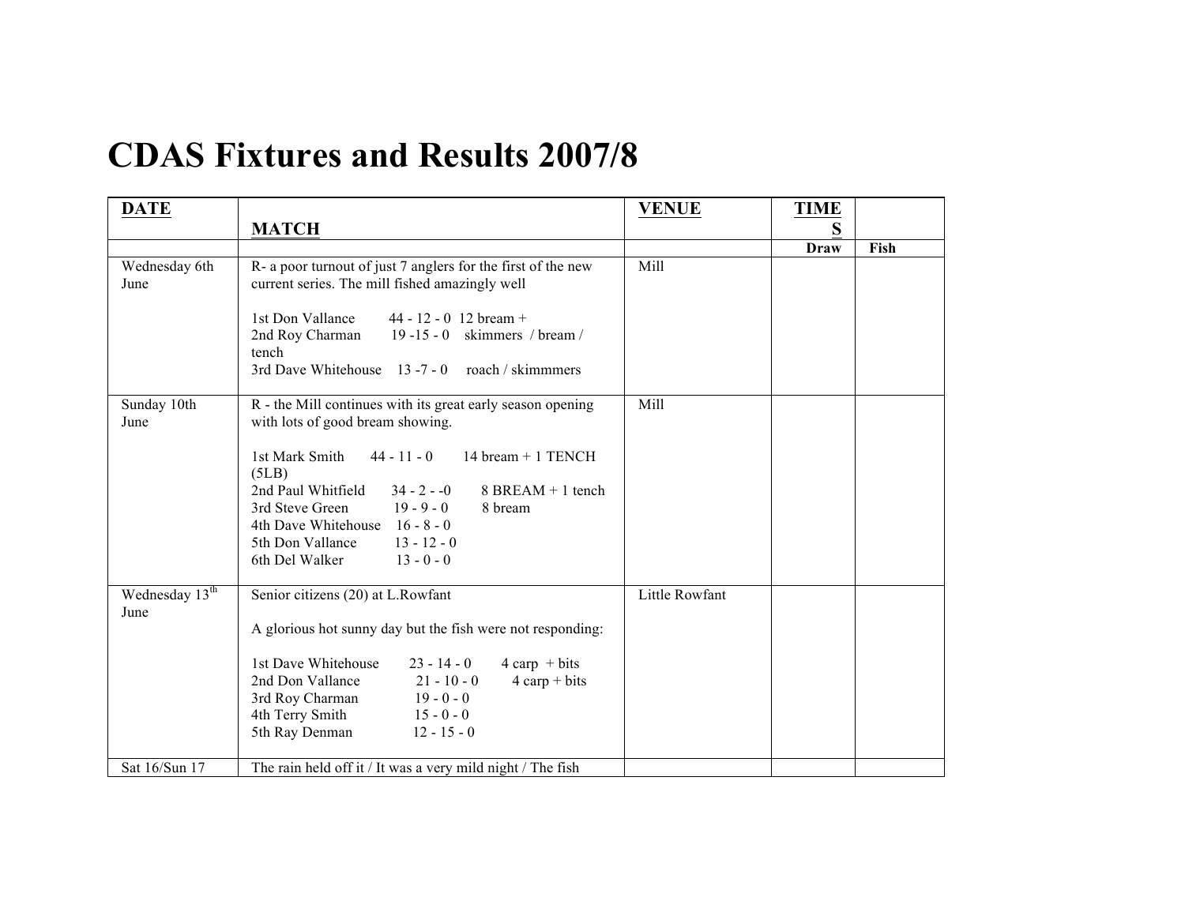# CDAS Fixtures and Results 2007/8

| DATE | MATCH | VENUE | TIMES Draw | Fish |
|---|---|---|---|---|
| Wednesday 6th June | R- a poor turnout of just 7 anglers for the first of the new current series. The mill fished amazingly well<br><br>1st Don Vallance 44 - 12 - 0 12 bream +<br>2nd Roy Charman 19 -15 - 0 skimmers / bream / tench<br>3rd Dave Whitehouse 13 -7 - 0 roach / skimmmers | Mill | | |
| Sunday 10th June | R - the Mill continues with its great early season opening with lots of good bream showing.<br><br>1st Mark Smith 44 - 11 - 0 14 bream + 1 TENCH (5LB)<br>2nd Paul Whitfield 34 - 2 - -0 8 BREAM + 1 tench<br>3rd Steve Green 19 - 9 - 0 8 bream<br>4th Dave Whitehouse 16 - 8 - 0<br>5th Don Vallance 13 - 12 - 0<br>6th Del Walker 13 - 0 - 0 | Mill | | |
| Wednesday 13th June | Senior citizens (20) at L.Rowfant<br><br>A glorious hot sunny day but the fish were not responding:<br><br>1st Dave Whitehouse 23 - 14 - 0 4 carp + bits<br>2nd Don Vallance 21 - 10 - 0 4 carp + bits<br>3rd Roy Charman 19 - 0 - 0<br>4th Terry Smith 15 - 0 - 0<br>5th Ray Denman 12 - 15 - 0 | Little Rowfant | | |
| Sat 16/Sun 17 | The rain held off it / It was a very mild night / The fish | | | |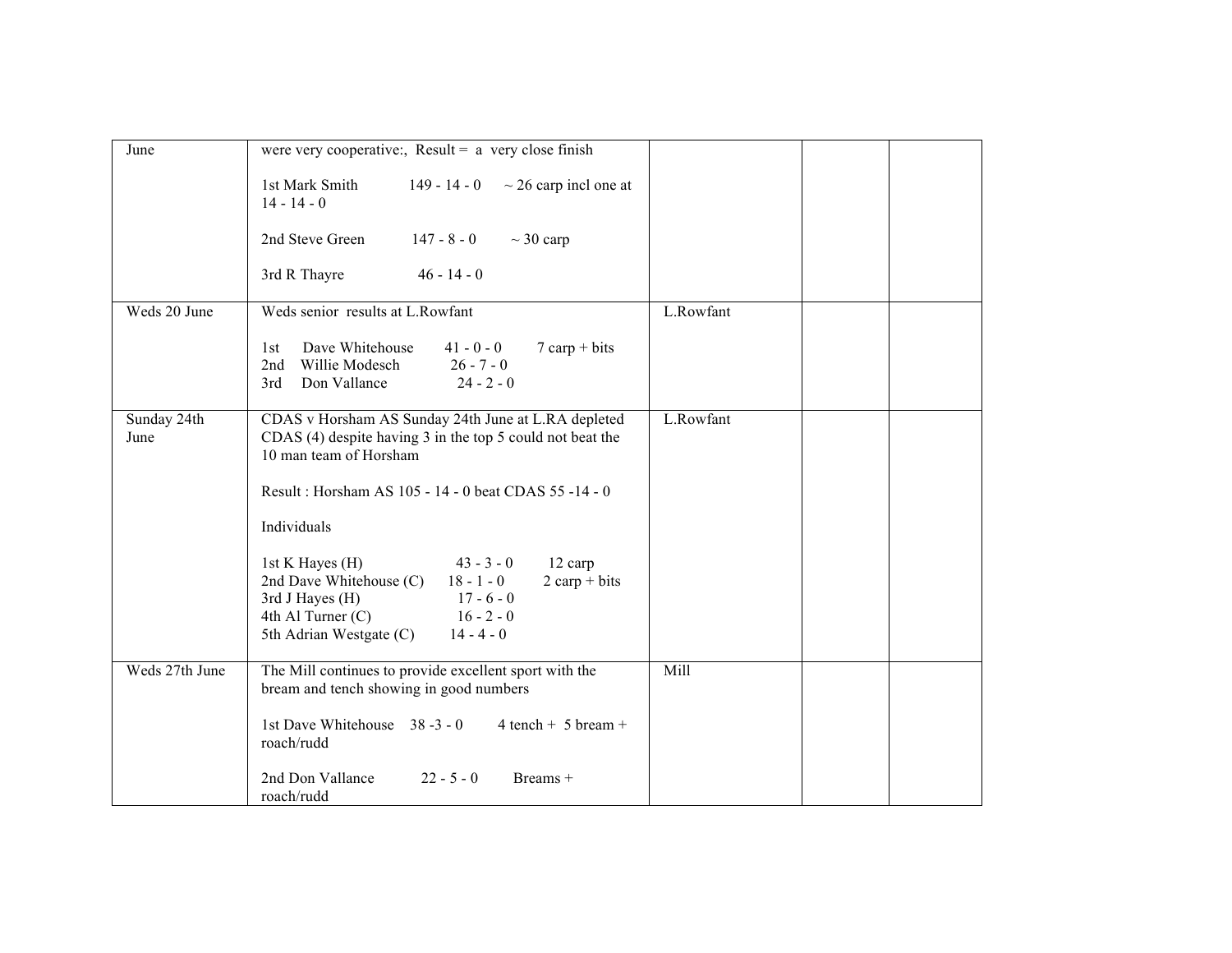| | | | | |
|---|---|---|---|---|
| June | were very cooperative:, Result = a very close finish<br><br>1st Mark Smith 149 - 14 - 0 ~ 26 carp incl one at 14 - 14 - 0<br><br>2nd Steve Green 147 - 8 - 0 ~ 30 carp<br><br>3rd R Thayre 46 - 14 - 0 | | | |
| Weds 20 June | Weds senior results at L.Rowfant<br><br>1st Dave Whitehouse 41 - 0 - 0 7 carp + bits<br>2nd Willie Modesch 26 - 7 - 0<br>3rd Don Vallance 24 - 2 - 0 | L.Rowfant | | |
| Sunday 24th June | CDAS v Horsham AS Sunday 24th June at L.RA depleted CDAS (4) despite having 3 in the top 5 could not beat the 10 man team of Horsham<br><br>Result : Horsham AS 105 - 14 - 0 beat CDAS 55 -14 - 0<br><br>Individuals<br><br>1st K Hayes (H) 43 - 3 - 0 12 carp<br>2nd Dave Whitehouse (C) 18 - 1 - 0 2 carp + bits<br>3rd J Hayes (H) 17 - 6 - 0<br>4th Al Turner (C) 16 - 2 - 0<br>5th Adrian Westgate (C) 14 - 4 - 0 | L.Rowfant | | |
| Weds 27th June | The Mill continues to provide excellent sport with the bream and tench showing in good numbers<br><br>1st Dave Whitehouse 38 -3 - 0 4 tench + 5 bream + roach/rudd<br><br>2nd Don Vallance 22 - 5 - 0 Breams + roach/rudd | Mill | | |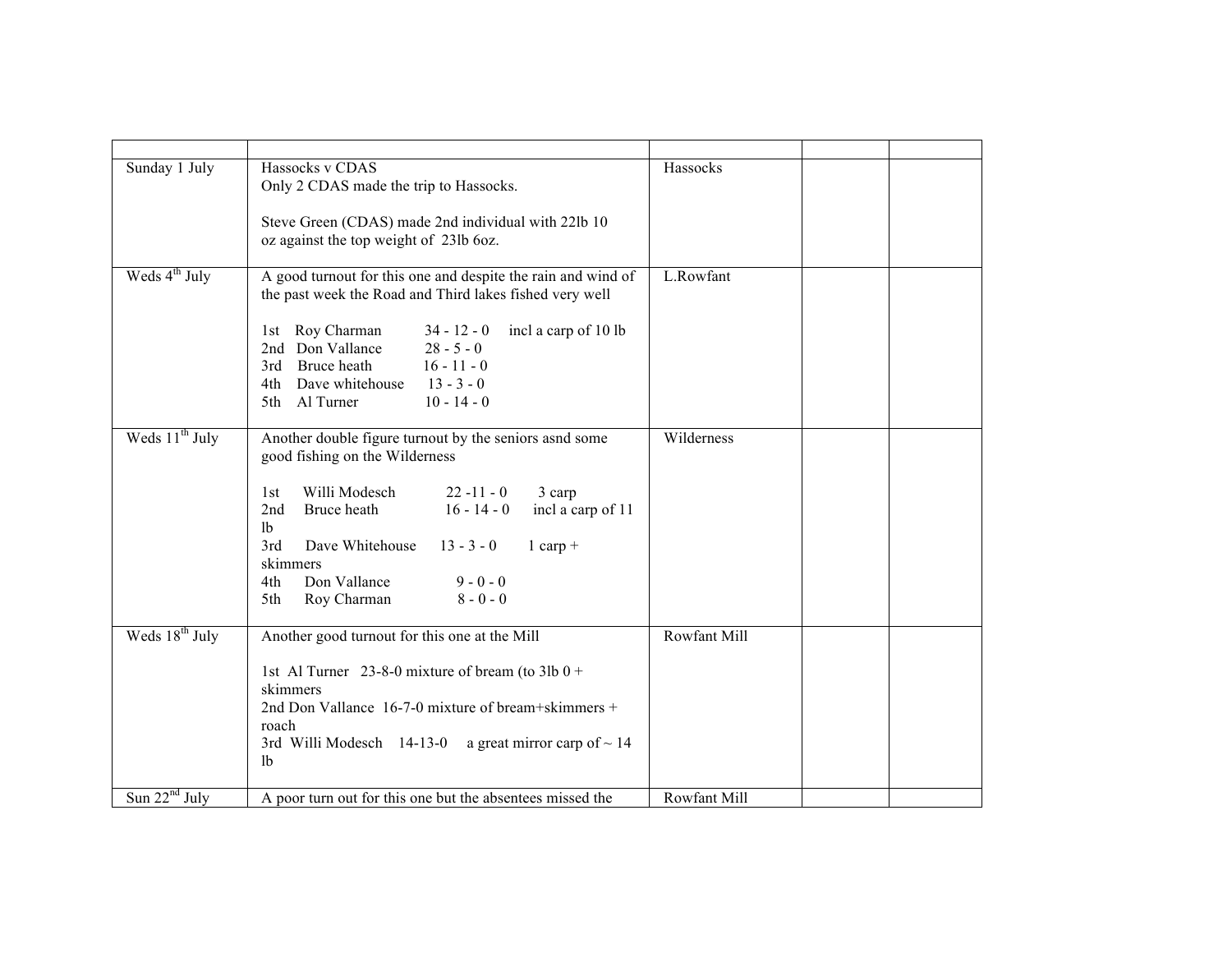| | | | | |
|---|---|---|---|---|
| Sunday 1 July | Hassocks v CDAS<br>Only 2 CDAS made the trip to Hassocks.<br><br>Steve Green (CDAS) made 2nd individual with 22lb 10 oz against the top weight of 23lb 6oz. | Hassocks | | |
| Weds 4th July | A good turnout for this one and despite the rain and wind of the past week the Road and Third lakes fished very well<br><br>1st Roy Charman 34 - 12 - 0 incl a carp of 10 lb<br>2nd Don Vallance 28 - 5 - 0<br>3rd Bruce heath 16 - 11 - 0<br>4th Dave whitehouse 13 - 3 - 0<br>5th Al Turner 10 - 14 - 0 | L.Rowfant | | |
| Weds 11th July | Another double figure turnout by the seniors asnd some good fishing on the Wilderness<br><br>1st Willi Modesch 22 -11 - 0 3 carp<br>2nd Bruce heath 16 - 14 - 0 incl a carp of 11 lb<br>3rd Dave Whitehouse 13 - 3 - 0 1 carp + skimmers<br>4th Don Vallance 9 - 0 - 0<br>5th Roy Charman 8 - 0 - 0 | Wilderness | | |
| Weds 18th July | Another good turnout for this one at the Mill<br><br>1st Al Turner 23-8-0 mixture of bream (to 3lb 0 + skimmers<br>2nd Don Vallance 16-7-0 mixture of bream+skimmers + roach<br>3rd Willi Modesch 14-13-0 a great mirror carp of ~ 14 lb | Rowfant Mill | | |
| Sun 22nd July | A poor turn out for this one but the absentees missed the | Rowfant Mill | | |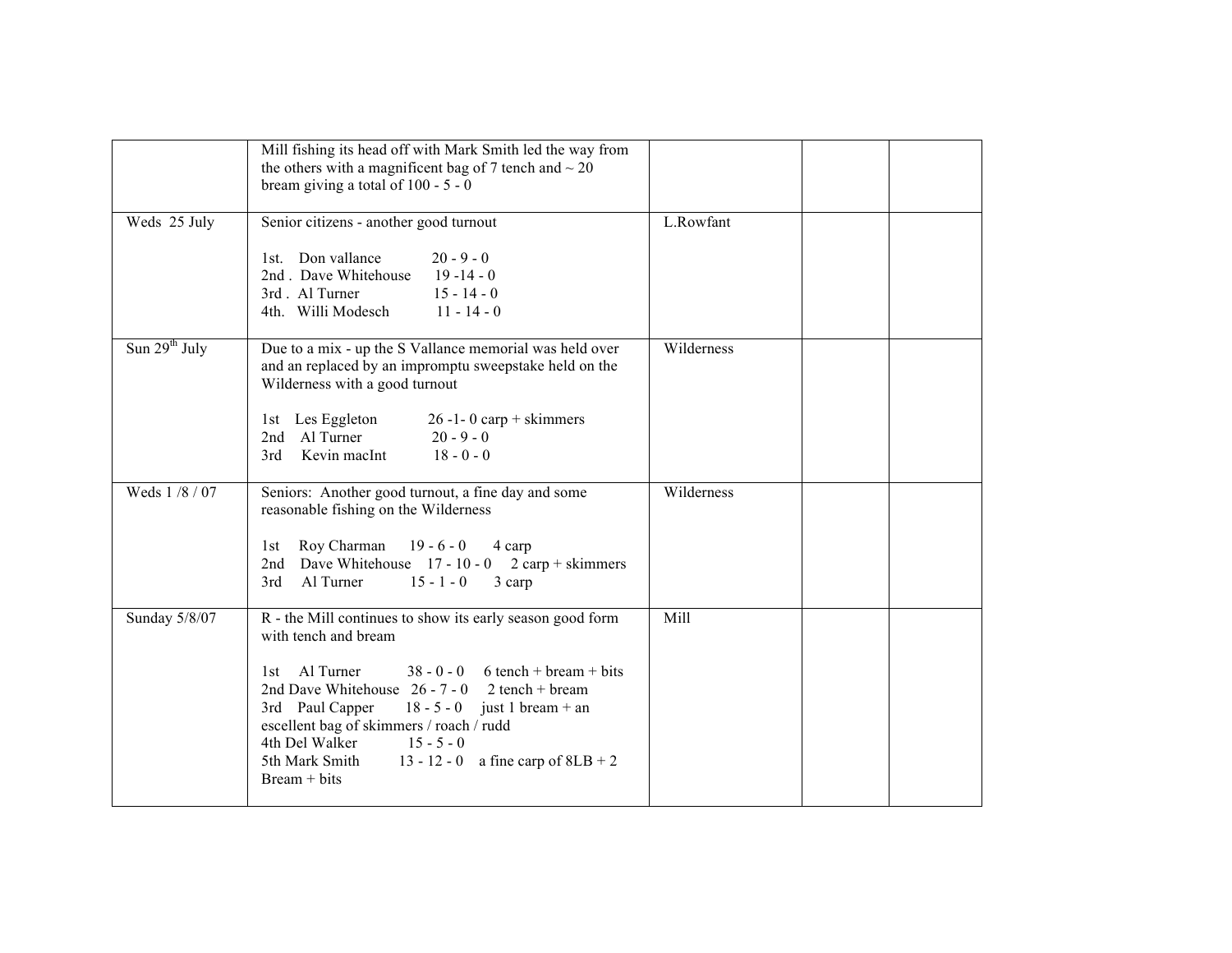| | | | | |
|---|---|---|---|---|
| | Mill fishing its head off with Mark Smith led the way from the others with a magnificent bag of 7 tench and ~ 20 bream giving a total of 100 - 5 - 0 | | | |
| Weds 25 July | Senior citizens - another good turnout<br><br>1st. Don vallance 20 - 9 - 0<br>2nd . Dave Whitehouse 19 -14 - 0<br>3rd . Al Turner 15 - 14 - 0<br>4th. Willi Modesch 11 - 14 - 0 | L.Rowfant | | |
| Sun 29th July | Due to a mix - up the S Vallance memorial was held over and an replaced by an impromptu sweepstake held on the Wilderness with a good turnout<br><br>1st Les Eggleton 26 -1- 0 carp + skimmers<br>2nd Al Turner 20 - 9 - 0<br>3rd Kevin macInt 18 - 0 - 0 | Wilderness | | |
| Weds 1 /8 / 07 | Seniors: Another good turnout, a fine day and some reasonable fishing on the Wilderness<br><br>1st Roy Charman 19 - 6 - 0 4 carp<br>2nd Dave Whitehouse 17 - 10 - 0 2 carp + skimmers<br>3rd Al Turner 15 - 1 - 0 3 carp | Wilderness | | |
| Sunday 5/8/07 | R - the Mill continues to show its early season good form with tench and bream<br><br>1st Al Turner 38 - 0 - 0 6 tench + bream + bits<br>2nd Dave Whitehouse 26 - 7 - 0 2 tench + bream<br>3rd Paul Capper 18 - 5 - 0 just 1 bream + an escellent bag of skimmers / roach / rudd<br>4th Del Walker 15 - 5 - 0<br>5th Mark Smith 13 - 12 - 0 a fine carp of 8LB + 2 Bream + bits | Mill | | |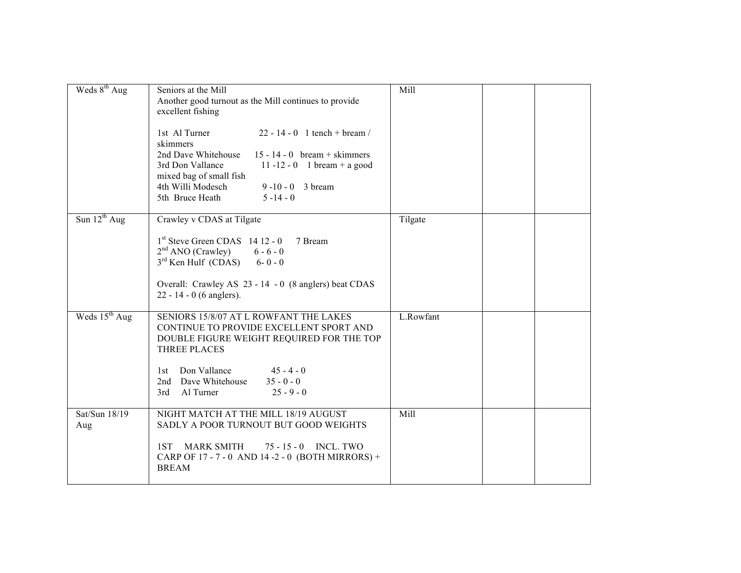| | | | | |
|---|---|---|---|---|
| Weds 8th Aug | Seniors at the Mill<br>Another good turnout as the Mill continues to provide excellent fishing<br><br>1st Al Turner 22 - 14 - 0 1 tench + bream / skimmers<br>2nd Dave Whitehouse 15 - 14 - 0 bream + skimmers<br>3rd Don Vallance 11 -12 - 0 1 bream + a good mixed bag of small fish<br>4th Willi Modesch 9 -10 - 0 3 bream<br>5th Bruce Heath 5 -14 - 0 | Mill | | |
| Sun 12th Aug | Crawley v CDAS at Tilgate<br><br>1st Steve Green CDAS 14 12 - 0 7 Bream<br>2nd ANO (Crawley) 6 - 6 - 0<br>3rd Ken Hulf (CDAS) 6- 0 - 0<br><br>Overall: Crawley AS 23 - 14 - 0 (8 anglers) beat CDAS 22 - 14 - 0 (6 anglers). | Tilgate | | |
| Weds 15th Aug | SENIORS 15/8/07 AT L ROWFANT THE LAKES CONTINUE TO PROVIDE EXCELLENT SPORT AND DOUBLE FIGURE WEIGHT REQUIRED FOR THE TOP THREE PLACES<br><br>1st Don Vallance 45 - 4 - 0<br>2nd Dave Whitehouse 35 - 0 - 0<br>3rd Al Turner 25 - 9 - 0 | L.Rowfant | | |
| Sat/Sun 18/19 Aug | NIGHT MATCH AT THE MILL 18/19 AUGUST SADLY A POOR TURNOUT BUT GOOD WEIGHTS<br><br>1ST MARK SMITH 75 - 15 - 0 INCL. TWO CARP OF 17 - 7 - 0 AND 14 -2 - 0 (BOTH MIRRORS) + BREAM | Mill | | |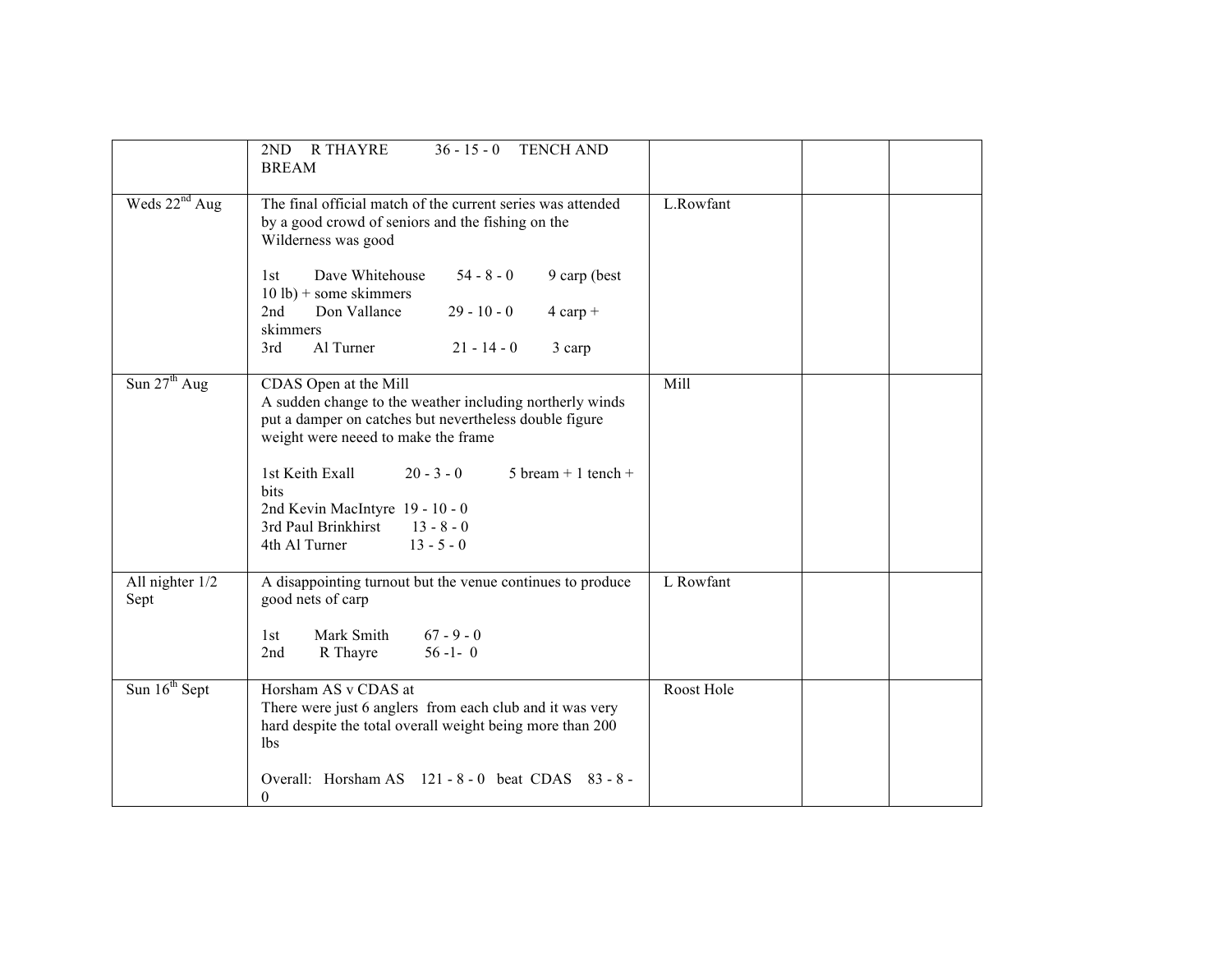| | | | | |
|---|---|---|---|---|
| | 2ND R THAYRE 36 - 15 - 0 TENCH AND BREAM | | | |
| Weds 22nd Aug | The final official match of the current series was attended by a good crowd of seniors and the fishing on the Wilderness was good<br><br>1st Dave Whitehouse 54 - 8 - 0 9 carp (best 10 lb) + some skimmers<br>2nd Don Vallance 29 - 10 - 0 4 carp + skimmers<br>3rd Al Turner 21 - 14 - 0 3 carp | L.Rowfant | | |
| Sun 27th Aug | CDAS Open at the Mill<br>A sudden change to the weather including northerly winds put a damper on catches but nevertheless double figure weight were neeed to make the frame<br><br>1st Keith Exall 20 - 3 - 0 5 bream + 1 tench + bits<br>2nd Kevin MacIntyre 19 - 10 - 0<br>3rd Paul Brinkhirst 13 - 8 - 0<br>4th Al Turner 13 - 5 - 0 | Mill | | |
| All nighter 1/2 Sept | A disappointing turnout but the venue continues to produce good nets of carp<br><br>1st Mark Smith 67 - 9 - 0<br>2nd R Thayre 56 -1- 0 | L Rowfant | | |
| Sun 16th Sept | Horsham AS v CDAS at<br>There were just 6 anglers from each club and it was very hard despite the total overall weight being more than 200 lbs<br><br>Overall: Horsham AS 121 - 8 - 0 beat CDAS 83 - 8 - 0 | Roost Hole | | |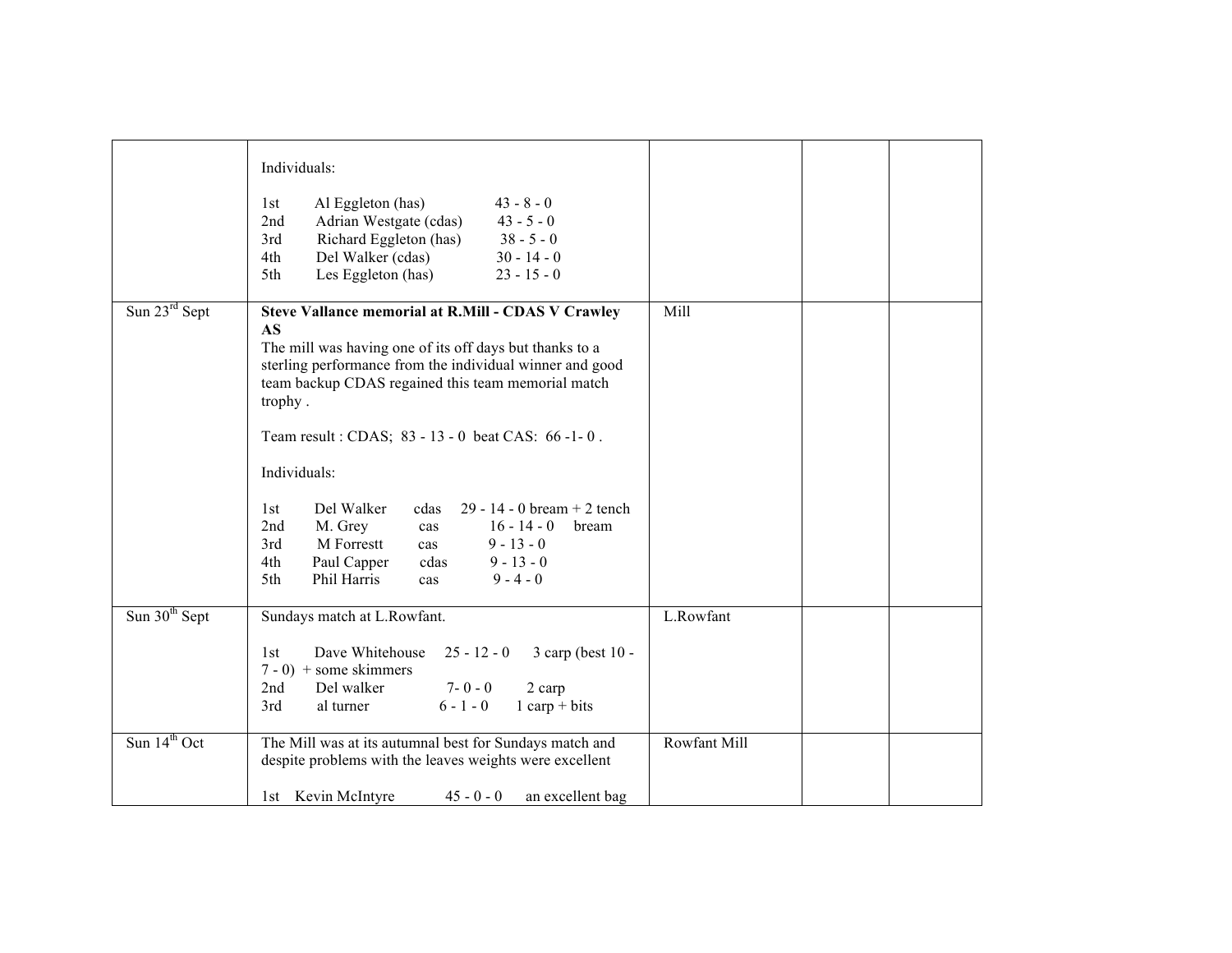| | | | | |
|---|---|---|---|---|
| | Individuals:<br><br>1st Al Eggleton (has) 43 - 8 - 0<br>2nd Adrian Westgate (cdas) 43 - 5 - 0<br>3rd Richard Eggleton (has) 38 - 5 - 0<br>4th Del Walker (cdas) 30 - 14 - 0<br>5th Les Eggleton (has) 23 - 15 - 0 | | | |
| Sun 23rd Sept | **Steve Vallance memorial at R.Mill - CDAS V Crawley AS**<br>The mill was having one of its off days but thanks to a sterling performance from the individual winner and good team backup CDAS regained this team memorial match trophy .<br><br>Team result : CDAS; 83 - 13 - 0 beat CAS: 66 -1- 0 .<br><br>Individuals:<br><br>1st Del Walker cdas 29 - 14 - 0 bream + 2 tench<br>2nd M. Grey cas 16 - 14 - 0 bream<br>3rd M Forrestt cas 9 - 13 - 0<br>4th Paul Capper cdas 9 - 13 - 0<br>5th Phil Harris cas 9 - 4 - 0 | Mill | | |
| Sun 30th Sept | Sundays match at L.Rowfant.<br><br>1st Dave Whitehouse 25 - 12 - 0 3 carp (best 10 - 7 - 0) + some skimmers<br>2nd Del walker 7- 0 - 0 2 carp<br>3rd al turner 6 - 1 - 0 1 carp + bits | L.Rowfant | | |
| Sun 14th Oct | The Mill was at its autumnal best for Sundays match and despite problems with the leaves weights were excellent<br><br>1st Kevin McIntyre 45 - 0 - 0 an excellent bag | Rowfant Mill | | |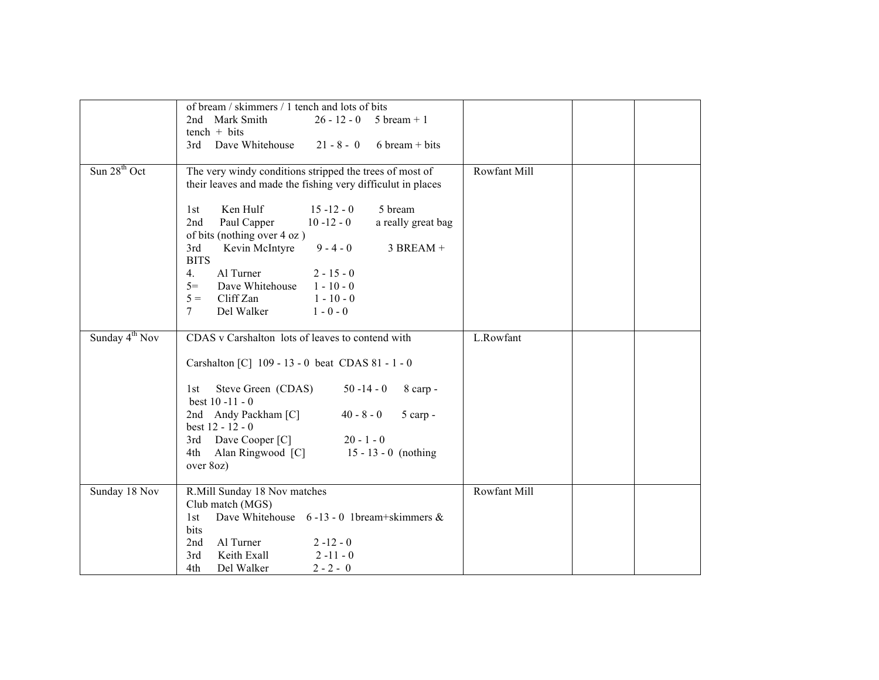| | | | | |
|---|---|---|---|---|
| | of bream / skimmers / 1 tench and lots of bits<br>2nd Mark Smith 26 - 12 - 0 5 bream + 1 tench + bits<br>3rd Dave Whitehouse 21 - 8 - 0 6 bream + bits | | | |
| Sun 28th Oct | The very windy conditions stripped the trees of most of their leaves and made the fishing very difficulut in places<br><br>1st Ken Hulf 15 -12 - 0 5 bream<br>2nd Paul Capper 10 -12 - 0 a really great bag of bits (nothing over 4 oz )<br>3rd Kevin McIntyre 9 - 4 - 0 3 BREAM + BITS<br>4. Al Turner 2 - 15 - 0<br>5= Dave Whitehouse 1 - 10 - 0<br>5 = Cliff Zan 1 - 10 - 0<br>7 Del Walker 1 - 0 - 0 | Rowfant Mill | | |
| Sunday 4th Nov | CDAS v Carshalton lots of leaves to contend with<br><br>Carshalton [C] 109 - 13 - 0 beat CDAS 81 - 1 - 0<br><br>1st Steve Green (CDAS) 50 -14 - 0 8 carp - best 10 -11 - 0<br>2nd Andy Packham [C] 40 - 8 - 0 5 carp - best 12 - 12 - 0<br>3rd Dave Cooper [C] 20 - 1 - 0<br>4th Alan Ringwood [C] 15 - 13 - 0 (nothing over 8oz) | L.Rowfant | | |
| Sunday 18 Nov | R.Mill Sunday 18 Nov matches<br>Club match (MGS)<br>1st Dave Whitehouse 6 -13 - 0 1bream+skimmers & bits<br>2nd Al Turner 2 -12 - 0<br>3rd Keith Exall 2 -11 - 0<br>4th Del Walker 2 - 2 - 0 | Rowfant Mill | | |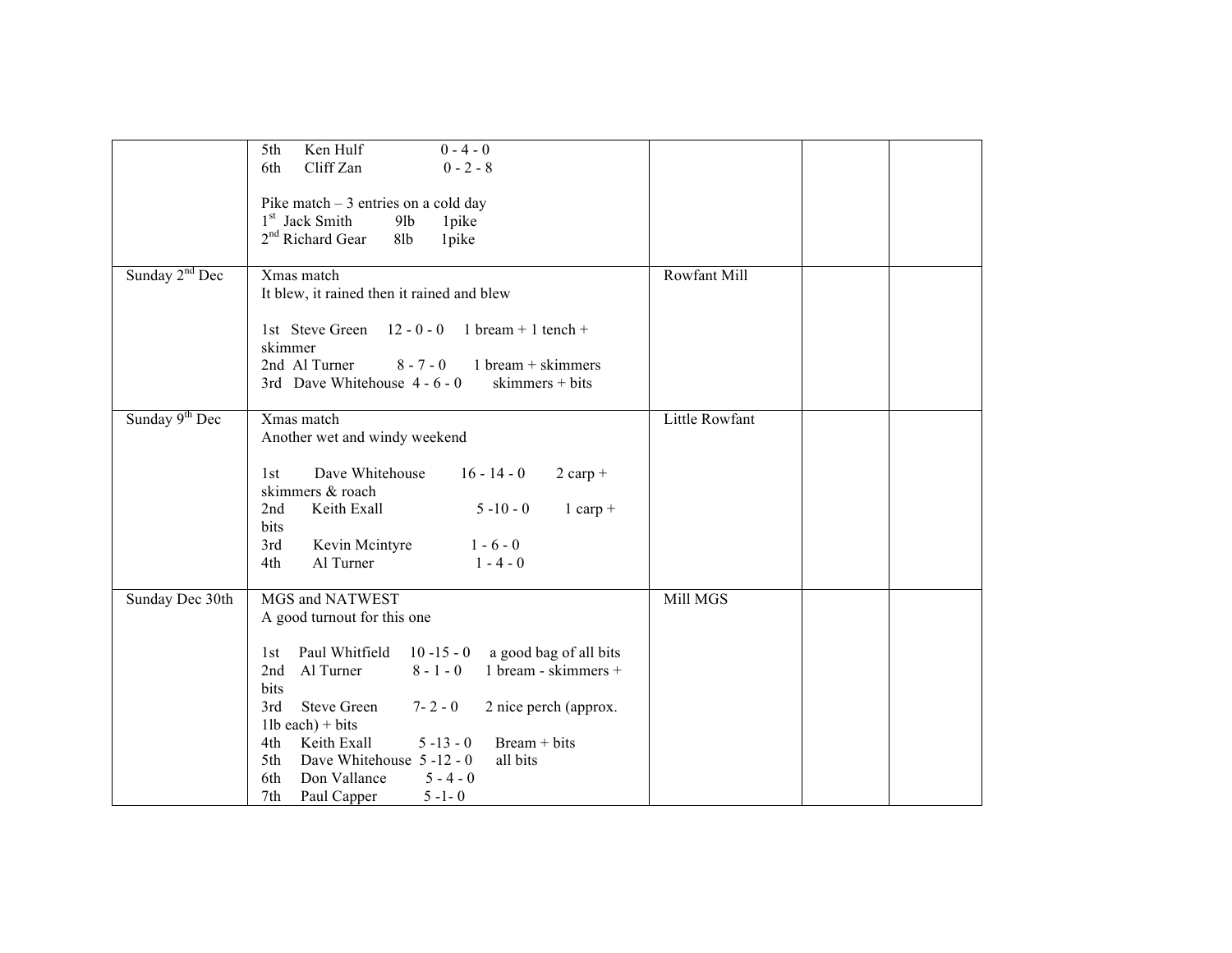| | | | | |
|---|---|---|---|---|
| | 5th Ken Hulf 0 - 4 - 0<br>6th Cliff Zan 0 - 2 - 8<br><br>Pike match – 3 entries on a cold day<br>1st Jack Smith 9lb 1pike<br>2nd Richard Gear 8lb 1pike | | | |
| Sunday 2nd Dec | Xmas match<br>It blew, it rained then it rained and blew<br><br>1st Steve Green 12 - 0 - 0 1 bream + 1 tench + skimmer<br>2nd Al Turner 8 - 7 - 0 1 bream + skimmers<br>3rd Dave Whitehouse 4 - 6 - 0 skimmers + bits | Rowfant Mill | | |
| Sunday 9th Dec | Xmas match<br>Another wet and windy weekend<br><br>1st Dave Whitehouse 16 - 14 - 0 2 carp + skimmers & roach<br>2nd Keith Exall 5 -10 - 0 1 carp + bits<br>3rd Kevin Mcintyre 1 - 6 - 0<br>4th Al Turner 1 - 4 - 0 | Little Rowfant | | |
| Sunday Dec 30th | MGS and NATWEST<br>A good turnout for this one<br><br>1st Paul Whitfield 10 -15 - 0 a good bag of all bits<br>2nd Al Turner 8 - 1 - 0 1 bream - skimmers + bits<br>3rd Steve Green 7- 2 - 0 2 nice perch (approx. 1lb each) + bits<br>4th Keith Exall 5 -13 - 0 Bream + bits<br>5th Dave Whitehouse 5 -12 - 0 all bits<br>6th Don Vallance 5 - 4 - 0<br>7th Paul Capper 5 -1- 0 | Mill MGS | | |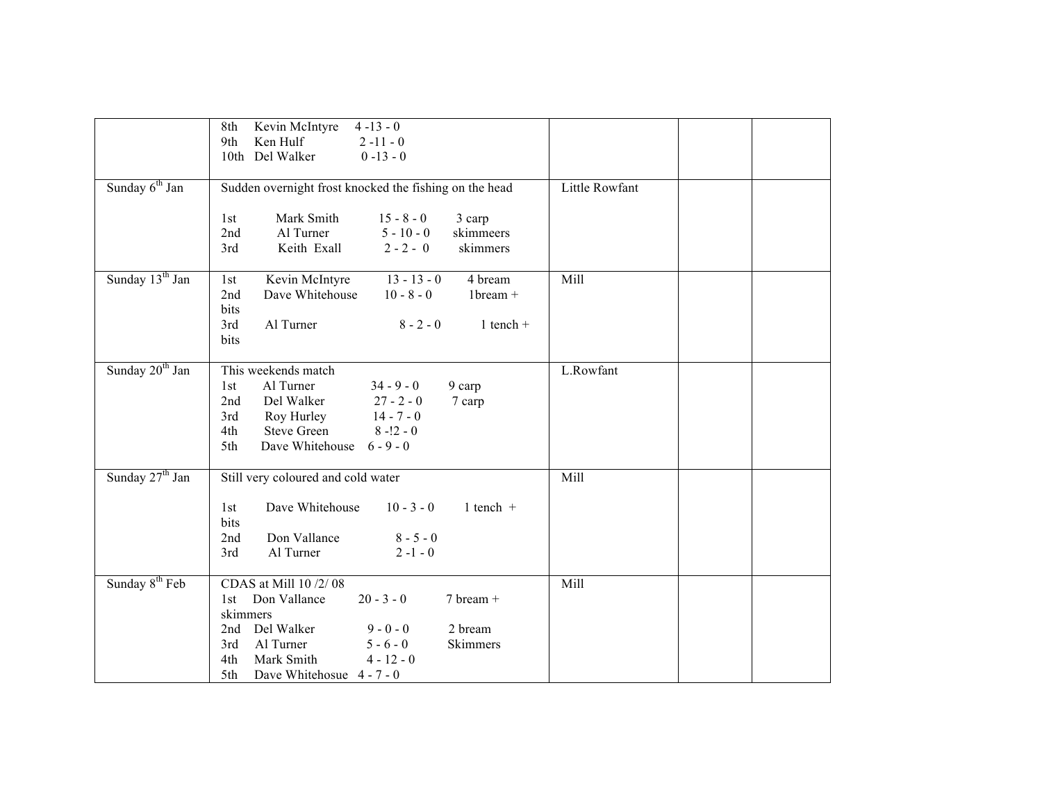| | | | | |
|---|---|---|---|---|
| | 8th Kevin McIntyre 4 -13 - 0<br>9th Ken Hulf 2 -11 - 0<br>10th Del Walker 0 -13 - 0 | | | |
| Sunday 6th Jan | Sudden overnight frost knocked the fishing on the head<br><br>1st Mark Smith 15 - 8 - 0 3 carp<br>2nd Al Turner 5 - 10 - 0 skimmeers<br>3rd Keith Exall 2 - 2 - 0 skimmers | Little Rowfant | | |
| Sunday 13th Jan | 1st Kevin McIntyre 13 - 13 - 0 4 bream<br>2nd Dave Whitehouse 10 - 8 - 0 1bream + bits<br>3rd Al Turner 8 - 2 - 0 1 tench + bits | Mill | | |
| Sunday 20th Jan | This weekends match<br>1st Al Turner 34 - 9 - 0 9 carp<br>2nd Del Walker 27 - 2 - 0 7 carp<br>3rd Roy Hurley 14 - 7 - 0<br>4th Steve Green 8 -!2 - 0<br>5th Dave Whitehouse 6 - 9 - 0 | L.Rowfant | | |
| Sunday 27th Jan | Still very coloured and cold water<br><br>1st Dave Whitehouse 10 - 3 - 0 1 tench + bits<br>2nd Don Vallance 8 - 5 - 0<br>3rd Al Turner 2 -1 - 0 | Mill | | |
| Sunday 8th Feb | CDAS at Mill 10 /2/ 08<br>1st Don Vallance 20 - 3 - 0 7 bream + skimmers<br>2nd Del Walker 9 - 0 - 0 2 bream<br>3rd Al Turner 5 - 6 - 0 Skimmers<br>4th Mark Smith 4 - 12 - 0<br>5th Dave Whitehosue 4 - 7 - 0 | Mill | | |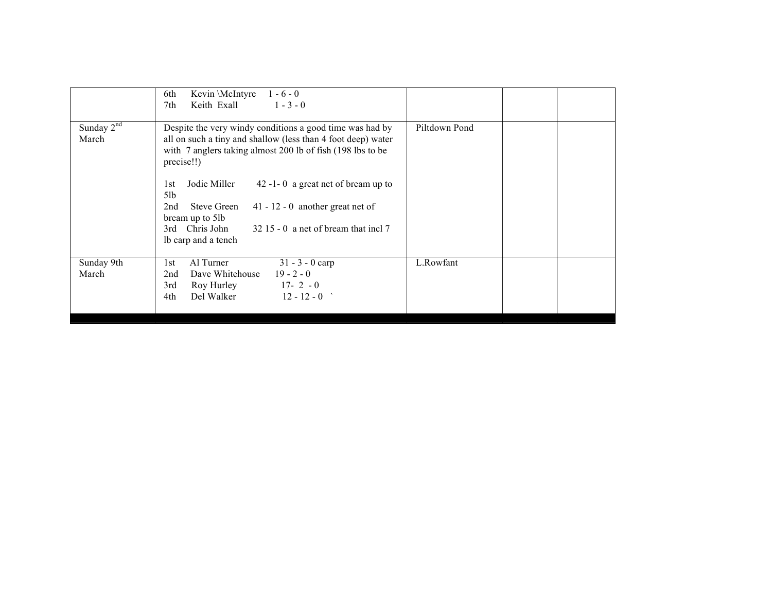| | | | | |
|---|---|---|---|---|
| | 6th Kevin \McIntyre 1 - 6 - 0<br>7th Keith Exall 1 - 3 - 0 | | | |
| Sunday 2nd March | Despite the very windy conditions a good time was had by all on such a tiny and shallow (less than 4 foot deep) water with 7 anglers taking almost 200 lb of fish (198 lbs to be precise!!)<br><br>1st Jodie Miller 42 -1- 0 a great net of bream up to 5lb<br>2nd Steve Green 41 - 12 - 0 another great net of bream up to 5lb<br>3rd Chris John 32 15 - 0 a net of bream that incl 7 lb carp and a tench | Piltdown Pond | | |
| Sunday 9th March | 1st Al Turner 31 - 3 - 0 carp<br>2nd Dave Whitehouse 19 - 2 - 0<br>3rd Roy Hurley 17- 2 - 0<br>4th Del Walker 12 - 12 - 0 ` | L.Rowfant | | |